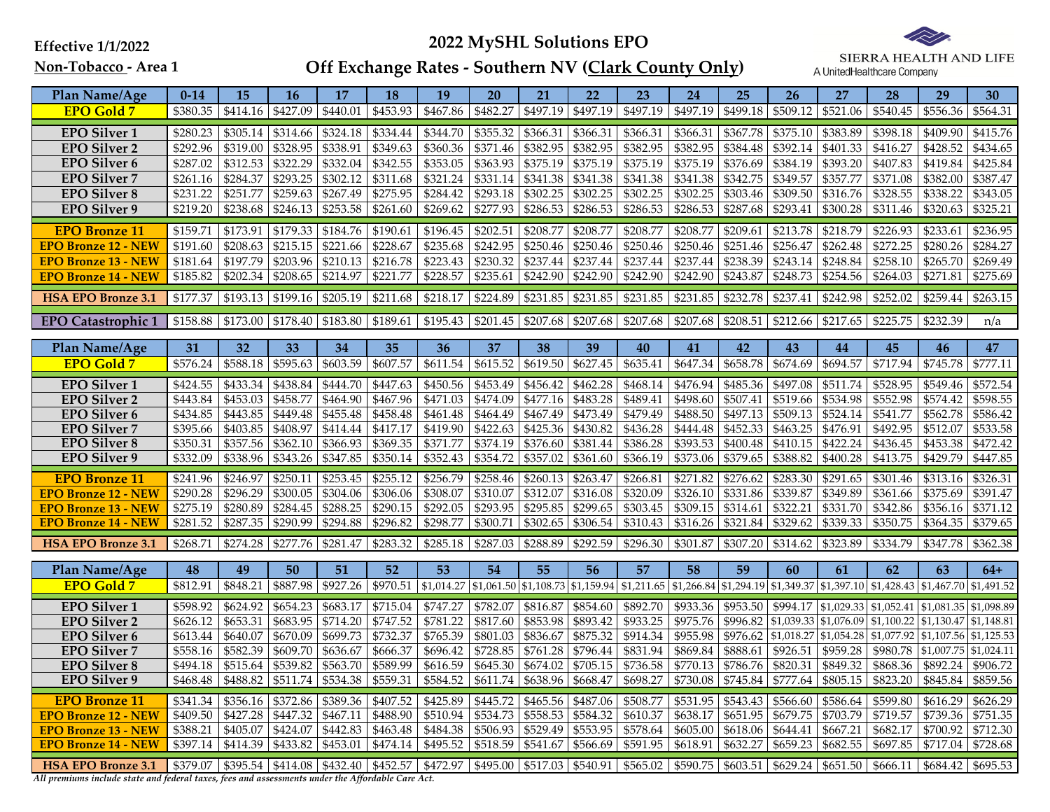**Effective 1/1/2022**

**Non-Tobacco - Area 1**

# 2022 MySHL Solutions EPO

## Off Exchange Rates - Southern NV (Clark County Only)

SIERRA HEALTH AND LIFE
A UnitedHealthcare Company

| Plan Name/Age | 0-14 | 15 | 16 | 17 | 18 | 19 | 20 | 21 | 22 | 23 | 24 | 25 | 26 | 27 | 28 | 29 | 30 |
|---|---|---|---|---|---|---|---|---|---|---|---|---|---|---|---|---|---|
| EPO Gold 7 | $380.35 | $414.16 | $427.09 | $440.01 | $453.93 | $467.86 | $482.27 | $497.19 | $497.19 | $497.19 | $497.19 | $499.18 | $509.12 | $521.06 | $540.45 | $556.36 | $564.31 |
| EPO Silver 1 | $280.23 | $305.14 | $314.66 | $324.18 | $334.44 | $344.70 | $355.32 | $366.31 | $366.31 | $366.31 | $366.31 | $367.78 | $375.10 | $383.89 | $398.18 | $409.90 | $415.76 |
| EPO Silver 2 | $292.96 | $319.00 | $328.95 | $338.91 | $349.63 | $360.36 | $371.46 | $382.95 | $382.95 | $382.95 | $382.95 | $384.48 | $392.14 | $401.33 | $416.27 | $428.52 | $434.65 |
| EPO Silver 6 | $287.02 | $312.53 | $322.29 | $332.04 | $342.55 | $353.05 | $363.93 | $375.19 | $375.19 | $375.19 | $375.19 | $376.69 | $384.19 | $393.20 | $407.83 | $419.84 | $425.84 |
| EPO Silver 7 | $261.16 | $284.37 | $293.25 | $302.12 | $311.68 | $321.24 | $331.14 | $341.38 | $341.38 | $341.38 | $341.38 | $342.75 | $349.57 | $357.77 | $371.08 | $382.00 | $387.47 |
| EPO Silver 8 | $231.22 | $251.77 | $259.63 | $267.49 | $275.95 | $284.42 | $293.18 | $302.25 | $302.25 | $302.25 | $302.25 | $303.46 | $309.50 | $316.76 | $328.55 | $338.22 | $343.05 |
| EPO Silver 9 | $219.20 | $238.68 | $246.13 | $253.58 | $261.60 | $269.62 | $277.93 | $286.53 | $286.53 | $286.53 | $286.53 | $287.68 | $293.41 | $300.28 | $311.46 | $320.63 | $325.21 |
| EPO Bronze 11 | $159.71 | $173.91 | $179.33 | $184.76 | $190.61 | $196.45 | $202.51 | $208.77 | $208.77 | $208.77 | $208.77 | $209.61 | $213.78 | $218.79 | $226.93 | $233.61 | $236.95 |
| EPO Bronze 12 - NEW | $191.60 | $208.63 | $215.15 | $221.66 | $228.67 | $235.68 | $242.95 | $250.46 | $250.46 | $250.46 | $250.46 | $251.46 | $256.47 | $262.48 | $272.25 | $280.26 | $284.27 |
| EPO Bronze 13 - NEW | $181.64 | $197.79 | $203.96 | $210.13 | $216.78 | $223.43 | $230.32 | $237.44 | $237.44 | $237.44 | $237.44 | $238.39 | $243.14 | $248.84 | $258.10 | $265.70 | $269.49 |
| EPO Bronze 14 - NEW | $185.82 | $202.34 | $208.65 | $214.97 | $221.77 | $228.57 | $235.61 | $242.90 | $242.90 | $242.90 | $242.90 | $243.87 | $248.73 | $254.56 | $264.03 | $271.81 | $275.69 |
| HSA EPO Bronze 3.1 | $177.37 | $193.13 | $199.16 | $205.19 | $211.68 | $218.17 | $224.89 | $231.85 | $231.85 | $231.85 | $231.85 | $232.78 | $237.41 | $242.98 | $252.02 | $259.44 | $263.15 |
| EPO Catastrophic 1 | $158.88 | $173.00 | $178.40 | $183.80 | $189.61 | $195.43 | $201.45 | $207.68 | $207.68 | $207.68 | $207.68 | $208.51 | $212.66 | $217.65 | $225.75 | $232.39 | n/a |

| Plan Name/Age | 31 | 32 | 33 | 34 | 35 | 36 | 37 | 38 | 39 | 40 | 41 | 42 | 43 | 44 | 45 | 46 | 47 |
|---|---|---|---|---|---|---|---|---|---|---|---|---|---|---|---|---|---|
| EPO Gold 7 | $576.24 | $588.18 | $595.63 | $603.59 | $607.57 | $611.54 | $615.52 | $619.50 | $627.45 | $635.41 | $647.34 | $658.78 | $674.69 | $694.57 | $717.94 | $745.78 | $777.11 |
| EPO Silver 1 | $424.55 | $433.34 | $438.84 | $444.70 | $447.63 | $450.56 | $453.49 | $456.42 | $462.28 | $468.14 | $476.94 | $485.36 | $497.08 | $511.74 | $528.95 | $549.46 | $572.54 |
| EPO Silver 2 | $443.84 | $453.03 | $458.77 | $464.90 | $467.96 | $471.03 | $474.09 | $477.16 | $483.28 | $489.41 | $498.60 | $507.41 | $519.66 | $534.98 | $552.98 | $574.42 | $598.55 |
| EPO Silver 6 | $434.85 | $443.85 | $449.48 | $455.48 | $458.48 | $461.48 | $464.49 | $467.49 | $473.49 | $479.49 | $488.50 | $497.13 | $509.13 | $524.14 | $541.77 | $562.78 | $586.42 |
| EPO Silver 7 | $395.66 | $403.85 | $408.97 | $414.44 | $417.17 | $419.90 | $422.63 | $425.36 | $430.82 | $436.28 | $444.48 | $452.33 | $463.25 | $476.91 | $492.95 | $512.07 | $533.58 |
| EPO Silver 8 | $350.31 | $357.56 | $362.10 | $366.93 | $369.35 | $371.77 | $374.19 | $376.60 | $381.44 | $386.28 | $393.53 | $400.48 | $410.15 | $422.24 | $436.45 | $453.38 | $472.42 |
| EPO Silver 9 | $332.09 | $338.96 | $343.26 | $347.85 | $350.14 | $352.43 | $354.72 | $357.02 | $361.60 | $366.19 | $373.06 | $379.65 | $388.82 | $400.28 | $413.75 | $429.79 | $447.85 |
| EPO Bronze 11 | $241.96 | $246.97 | $250.11 | $253.45 | $255.12 | $256.79 | $258.46 | $260.13 | $263.47 | $266.81 | $271.82 | $276.62 | $283.30 | $291.65 | $301.46 | $313.16 | $326.31 |
| EPO Bronze 12 - NEW | $290.28 | $296.29 | $300.05 | $304.06 | $306.06 | $308.07 | $310.07 | $312.07 | $316.08 | $320.09 | $326.10 | $331.86 | $339.87 | $349.89 | $361.66 | $375.69 | $391.47 |
| EPO Bronze 13 - NEW | $275.19 | $280.89 | $284.45 | $288.25 | $290.15 | $292.05 | $293.95 | $295.85 | $299.65 | $303.45 | $309.15 | $314.61 | $322.21 | $331.70 | $342.86 | $356.16 | $371.12 |
| EPO Bronze 14 - NEW | $281.52 | $287.35 | $290.99 | $294.88 | $296.82 | $298.77 | $300.71 | $302.65 | $306.54 | $310.43 | $316.26 | $321.84 | $329.62 | $339.33 | $350.75 | $364.35 | $379.65 |
| HSA EPO Bronze 3.1 | $268.71 | $274.28 | $277.76 | $281.47 | $283.32 | $285.18 | $287.03 | $288.89 | $292.59 | $296.30 | $301.87 | $307.20 | $314.62 | $323.89 | $334.79 | $347.78 | $362.38 |

| Plan Name/Age | 48 | 49 | 50 | 51 | 52 | 53 | 54 | 55 | 56 | 57 | 58 | 59 | 60 | 61 | 62 | 63 | 64+ |
|---|---|---|---|---|---|---|---|---|---|---|---|---|---|---|---|---|---|
| EPO Gold 7 | $812.91 | $848.21 | $887.98 | $927.26 | $970.51 | $1,014.27 | $1,061.50 | $1,108.73 | $1,159.94 | $1,211.65 | $1,266.84 | $1,294.19 | $1,349.37 | $1,397.10 | $1,428.43 | $1,467.70 | $1,491.52 |
| EPO Silver 1 | $598.92 | $624.92 | $654.23 | $683.17 | $715.04 | $747.27 | $782.07 | $816.87 | $854.60 | $892.70 | $933.36 | $953.50 | $994.17 | $1,029.33 | $1,052.41 | $1,081.35 | $1,098.89 |
| EPO Silver 2 | $626.12 | $653.31 | $683.95 | $714.20 | $747.52 | $781.22 | $817.60 | $853.98 | $893.42 | $933.25 | $975.76 | $996.82 | $1,039.33 | $1,076.09 | $1,100.22 | $1,130.47 | $1,148.81 |
| EPO Silver 6 | $613.44 | $640.07 | $670.09 | $699.73 | $732.37 | $765.39 | $801.03 | $836.67 | $875.32 | $914.34 | $955.98 | $976.62 | $1,018.27 | $1,054.28 | $1,077.92 | $1,107.56 | $1,125.53 |
| EPO Silver 7 | $558.16 | $582.39 | $609.70 | $636.67 | $666.37 | $696.42 | $728.85 | $761.28 | $796.44 | $831.94 | $869.84 | $888.61 | $926.51 | $959.28 | $980.78 | $1,007.75 | $1,024.11 |
| EPO Silver 8 | $494.18 | $515.64 | $539.82 | $563.70 | $589.99 | $616.59 | $645.30 | $674.02 | $705.15 | $736.58 | $770.13 | $786.76 | $820.31 | $849.32 | $868.36 | $892.24 | $906.72 |
| EPO Silver 9 | $468.48 | $488.82 | $511.74 | $534.38 | $559.31 | $584.52 | $611.74 | $638.96 | $668.47 | $698.27 | $730.08 | $745.84 | $777.64 | $805.15 | $823.20 | $845.84 | $859.56 |
| EPO Bronze 11 | $341.34 | $356.16 | $372.86 | $389.36 | $407.52 | $425.89 | $445.72 | $465.56 | $487.06 | $508.77 | $531.95 | $543.43 | $566.60 | $586.64 | $599.80 | $616.29 | $626.29 |
| EPO Bronze 12 - NEW | $409.50 | $427.28 | $447.32 | $467.11 | $488.90 | $510.94 | $534.73 | $558.53 | $584.32 | $610.37 | $638.17 | $651.95 | $679.75 | $703.79 | $719.57 | $739.36 | $751.35 |
| EPO Bronze 13 - NEW | $388.21 | $405.07 | $424.07 | $442.83 | $463.48 | $484.38 | $506.93 | $529.49 | $553.95 | $578.64 | $605.00 | $618.06 | $644.41 | $667.21 | $682.17 | $700.92 | $712.30 |
| EPO Bronze 14 - NEW | $397.14 | $414.39 | $433.82 | $453.01 | $474.14 | $495.52 | $518.59 | $541.67 | $566.69 | $591.95 | $618.91 | $632.27 | $659.23 | $682.55 | $697.85 | $717.04 | $728.68 |
| HSA EPO Bronze 3.1 | $379.07 | $395.54 | $414.08 | $432.40 | $452.57 | $472.97 | $495.00 | $517.03 | $540.91 | $565.02 | $590.75 | $603.51 | $629.24 | $651.50 | $666.11 | $684.42 | $695.53 |

*All premiums include state and federal taxes, fees and assessments under the Affordable Care Act.*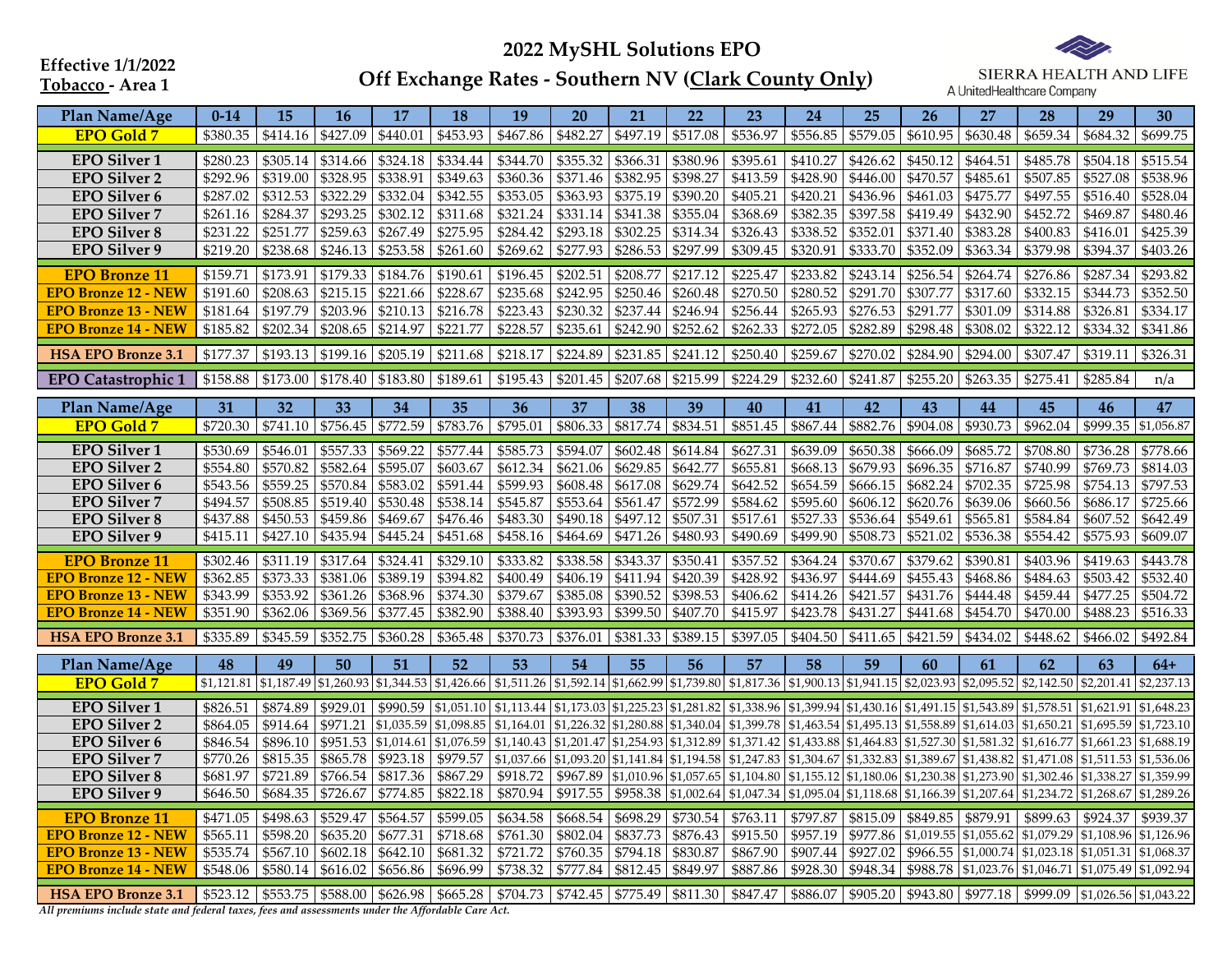Effective 1/1/2022
**Tobacco - Area 1**

# 2022 MySHL Solutions EPO

## Off Exchange Rates - Southern NV (Clark County Only)

SIERRA HEALTH AND LIFE
A UnitedHealthcare Company

| Plan Name/Age | 0-14 | 15 | 16 | 17 | 18 | 19 | 20 | 21 | 22 | 23 | 24 | 25 | 26 | 27 | 28 | 29 | 30 |
|---|---|---|---|---|---|---|---|---|---|---|---|---|---|---|---|---|---|
| EPO Gold 7 | $380.35 | $414.16 | $427.09 | $440.01 | $453.93 | $467.86 | $482.27 | $497.19 | $517.08 | $536.97 | $556.85 | $579.05 | $610.95 | $630.48 | $659.34 | $684.32 | $699.75 |
| EPO Silver 1 | $280.23 | $305.14 | $314.66 | $324.18 | $334.44 | $344.70 | $355.32 | $366.31 | $380.96 | $395.61 | $410.27 | $426.62 | $450.12 | $464.51 | $485.78 | $504.18 | $515.54 |
| EPO Silver 2 | $292.96 | $319.00 | $328.95 | $338.91 | $349.63 | $360.36 | $371.46 | $382.95 | $398.27 | $413.59 | $428.90 | $446.00 | $470.57 | $485.61 | $507.85 | $527.08 | $538.96 |
| EPO Silver 6 | $287.02 | $312.53 | $322.29 | $332.04 | $342.55 | $353.05 | $363.93 | $375.19 | $390.20 | $405.21 | $420.21 | $436.96 | $461.03 | $475.77 | $497.55 | $516.40 | $528.04 |
| EPO Silver 7 | $261.16 | $284.37 | $293.25 | $302.12 | $311.68 | $321.24 | $331.14 | $341.38 | $355.04 | $368.69 | $382.35 | $397.58 | $419.49 | $432.90 | $452.72 | $469.87 | $480.46 |
| EPO Silver 8 | $231.22 | $251.77 | $259.63 | $267.49 | $275.95 | $284.42 | $293.18 | $302.25 | $314.34 | $326.43 | $338.52 | $352.01 | $371.40 | $383.28 | $400.83 | $416.01 | $425.39 |
| EPO Silver 9 | $219.20 | $238.68 | $246.13 | $253.58 | $261.60 | $269.62 | $277.93 | $286.53 | $297.99 | $309.45 | $320.91 | $333.70 | $352.09 | $363.34 | $379.98 | $394.37 | $403.26 |
| EPO Bronze 11 | $159.71 | $173.91 | $179.33 | $184.76 | $190.61 | $196.45 | $202.51 | $208.77 | $217.12 | $225.47 | $233.82 | $243.14 | $256.54 | $264.74 | $276.86 | $287.34 | $293.82 |
| EPO Bronze 12 - NEW | $191.60 | $208.63 | $215.15 | $221.66 | $228.67 | $235.68 | $242.95 | $250.46 | $260.48 | $270.50 | $280.52 | $291.70 | $307.77 | $317.60 | $332.15 | $344.73 | $352.50 |
| EPO Bronze 13 - NEW | $181.64 | $197.79 | $203.96 | $210.13 | $216.78 | $223.43 | $230.32 | $237.44 | $246.94 | $256.44 | $265.93 | $276.53 | $291.77 | $301.09 | $314.88 | $326.81 | $334.17 |
| EPO Bronze 14 - NEW | $185.82 | $202.34 | $208.65 | $214.97 | $221.77 | $228.57 | $235.61 | $242.90 | $252.62 | $262.33 | $272.05 | $282.89 | $298.48 | $308.02 | $322.12 | $334.32 | $341.86 |
| HSA EPO Bronze 3.1 | $177.37 | $193.13 | $199.16 | $205.19 | $211.68 | $218.17 | $224.89 | $231.85 | $241.12 | $250.40 | $259.67 | $270.02 | $284.90 | $294.00 | $307.47 | $319.11 | $326.31 |
| EPO Catastrophic 1 | $158.88 | $173.00 | $178.40 | $183.80 | $189.61 | $195.43 | $201.45 | $207.68 | $215.99 | $224.29 | $232.60 | $241.87 | $255.20 | $263.35 | $275.41 | $285.84 | n/a |

| Plan Name/Age | 31 | 32 | 33 | 34 | 35 | 36 | 37 | 38 | 39 | 40 | 41 | 42 | 43 | 44 | 45 | 46 | 47 |
|---|---|---|---|---|---|---|---|---|---|---|---|---|---|---|---|---|---|
| EPO Gold 7 | $720.30 | $741.10 | $756.45 | $772.59 | $783.76 | $795.01 | $806.33 | $817.74 | $834.51 | $851.45 | $867.44 | $882.76 | $904.08 | $930.73 | $962.04 | $999.35 | $1,056.87 |
| EPO Silver 1 | $530.69 | $546.01 | $557.33 | $569.22 | $577.44 | $585.73 | $594.07 | $602.48 | $614.84 | $627.31 | $639.09 | $650.38 | $666.09 | $685.72 | $708.80 | $736.28 | $778.66 |
| EPO Silver 2 | $554.80 | $570.82 | $582.64 | $595.07 | $603.67 | $612.34 | $621.06 | $629.85 | $642.77 | $655.81 | $668.13 | $679.93 | $696.35 | $716.87 | $740.99 | $769.73 | $814.03 |
| EPO Silver 6 | $543.56 | $559.25 | $570.84 | $583.02 | $591.44 | $599.93 | $608.48 | $617.08 | $629.74 | $642.52 | $654.59 | $666.15 | $682.24 | $702.35 | $725.98 | $754.13 | $797.53 |
| EPO Silver 7 | $494.57 | $508.85 | $519.40 | $530.48 | $538.14 | $545.87 | $553.64 | $561.47 | $572.99 | $584.62 | $595.60 | $606.12 | $620.76 | $639.06 | $660.56 | $686.17 | $725.66 |
| EPO Silver 8 | $437.88 | $450.53 | $459.86 | $469.67 | $476.46 | $483.30 | $490.18 | $497.12 | $507.31 | $517.61 | $527.33 | $536.64 | $549.61 | $565.81 | $584.84 | $607.52 | $642.49 |
| EPO Silver 9 | $415.11 | $427.10 | $435.94 | $445.24 | $451.68 | $458.16 | $464.69 | $471.26 | $480.93 | $490.69 | $499.90 | $508.73 | $521.02 | $536.38 | $554.42 | $575.93 | $609.07 |
| EPO Bronze 11 | $302.46 | $311.19 | $317.64 | $324.41 | $329.10 | $333.82 | $338.58 | $343.37 | $350.41 | $357.52 | $364.24 | $370.67 | $379.62 | $390.81 | $403.96 | $419.63 | $443.78 |
| EPO Bronze 12 - NEW | $362.85 | $373.33 | $381.06 | $389.19 | $394.82 | $400.49 | $406.19 | $411.94 | $420.39 | $428.92 | $436.97 | $444.69 | $455.43 | $468.86 | $484.63 | $503.42 | $532.40 |
| EPO Bronze 13 - NEW | $343.99 | $353.92 | $361.26 | $368.96 | $374.30 | $379.67 | $385.08 | $390.52 | $398.53 | $406.62 | $414.26 | $421.57 | $431.76 | $444.48 | $459.44 | $477.25 | $504.72 |
| EPO Bronze 14 - NEW | $351.90 | $362.06 | $369.56 | $377.45 | $382.90 | $388.40 | $393.93 | $399.50 | $407.70 | $415.97 | $423.78 | $431.27 | $441.68 | $454.70 | $470.00 | $488.23 | $516.33 |
| HSA EPO Bronze 3.1 | $335.89 | $345.59 | $352.75 | $360.28 | $365.48 | $370.73 | $376.01 | $381.33 | $389.15 | $397.05 | $404.50 | $411.65 | $421.59 | $434.02 | $448.62 | $466.02 | $492.84 |

| Plan Name/Age | 48 | 49 | 50 | 51 | 52 | 53 | 54 | 55 | 56 | 57 | 58 | 59 | 60 | 61 | 62 | 63 | 64+ |
|---|---|---|---|---|---|---|---|---|---|---|---|---|---|---|---|---|---|
| EPO Gold 7 | $1,121.81 | $1,187.49 | $1,260.93 | $1,344.53 | $1,426.66 | $1,511.26 | $1,592.14 | $1,662.99 | $1,739.80 | $1,817.36 | $1,900.13 | $1,941.15 | $2,023.93 | $2,095.52 | $2,142.50 | $2,201.41 | $2,237.13 |
| EPO Silver 1 | $826.51 | $874.89 | $929.01 | $990.59 | $1,051.10 | $1,113.44 | $1,173.03 | $1,225.23 | $1,281.82 | $1,338.96 | $1,399.94 | $1,430.16 | $1,491.15 | $1,543.89 | $1,578.51 | $1,621.91 | $1,648.23 |
| EPO Silver 2 | $864.05 | $914.64 | $971.21 | $1,035.59 | $1,098.85 | $1,164.01 | $1,226.32 | $1,280.88 | $1,340.04 | $1,399.78 | $1,463.54 | $1,495.13 | $1,558.89 | $1,614.03 | $1,650.21 | $1,695.59 | $1,723.10 |
| EPO Silver 6 | $846.54 | $896.10 | $951.53 | $1,014.61 | $1,076.59 | $1,140.43 | $1,201.47 | $1,254.93 | $1,312.89 | $1,371.42 | $1,433.88 | $1,464.83 | $1,527.30 | $1,581.32 | $1,616.77 | $1,661.23 | $1,688.19 |
| EPO Silver 7 | $770.26 | $815.35 | $865.78 | $923.18 | $979.57 | $1,037.66 | $1,093.20 | $1,141.84 | $1,194.58 | $1,247.83 | $1,304.67 | $1,332.83 | $1,389.67 | $1,438.82 | $1,471.08 | $1,511.53 | $1,536.06 |
| EPO Silver 8 | $681.97 | $721.89 | $766.54 | $817.36 | $867.29 | $918.72 | $967.89 | $1,010.96 | $1,057.65 | $1,104.80 | $1,155.12 | $1,180.06 | $1,230.38 | $1,273.90 | $1,302.46 | $1,338.27 | $1,359.99 |
| EPO Silver 9 | $646.50 | $684.35 | $726.67 | $774.85 | $822.18 | $870.94 | $917.55 | $958.38 | $1,002.64 | $1,047.34 | $1,095.04 | $1,118.68 | $1,166.39 | $1,207.64 | $1,234.72 | $1,268.67 | $1,289.26 |
| EPO Bronze 11 | $471.05 | $498.63 | $529.47 | $564.57 | $599.05 | $634.58 | $668.54 | $698.29 | $730.54 | $763.11 | $797.87 | $815.09 | $849.85 | $879.91 | $899.63 | $924.37 | $939.37 |
| EPO Bronze 12 - NEW | $565.11 | $598.20 | $635.20 | $677.31 | $718.68 | $761.30 | $802.04 | $837.73 | $876.43 | $915.50 | $957.19 | $977.86 | $1,019.55 | $1,055.62 | $1,079.29 | $1,108.96 | $1,126.96 |
| EPO Bronze 13 - NEW | $535.74 | $567.10 | $602.18 | $642.10 | $681.32 | $721.72 | $760.35 | $794.18 | $830.87 | $867.90 | $907.44 | $927.02 | $966.55 | $1,000.74 | $1,023.18 | $1,051.31 | $1,068.37 |
| EPO Bronze 14 - NEW | $548.06 | $580.14 | $616.02 | $656.86 | $696.99 | $738.32 | $777.84 | $812.45 | $849.97 | $887.86 | $928.30 | $948.34 | $988.78 | $1,023.76 | $1,046.71 | $1,075.49 | $1,092.94 |
| HSA EPO Bronze 3.1 | $523.12 | $553.75 | $588.00 | $626.98 | $665.28 | $704.73 | $742.45 | $775.49 | $811.30 | $847.47 | $886.07 | $905.20 | $943.80 | $977.18 | $999.09 | $1,026.56 | $1,043.22 |

*All premiums include state and federal taxes, fees and assessments under the Affordable Care Act.*